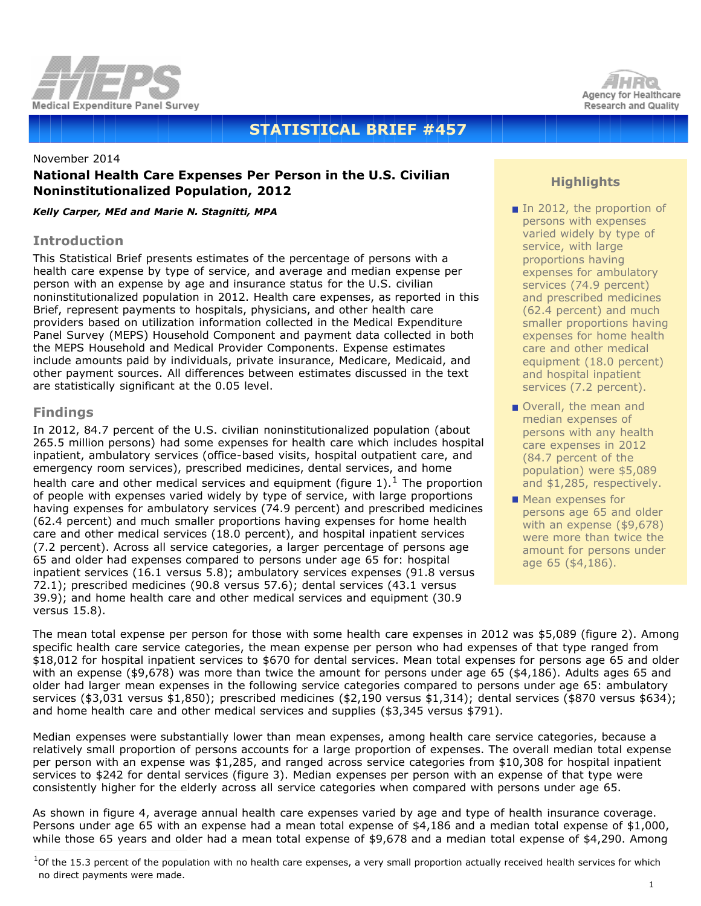Medical Expenditure Panel Survey

Agency for Healthcare Research and Quality

# STATISTICAL BRIEF #457

November 2014

## National Health Care Expenses Per Person in the U.S. Civilian Noninstitutionalized Population, 2012

***Kelly Carper, MEd and Marie N. Stagnitti, MPA***

### Highlights

- In 2012, the proportion of persons with expenses varied widely by type of service, with large proportions having expenses for ambulatory services (74.9 percent) and prescribed medicines (62.4 percent) and much smaller proportions having expenses for home health care and other medical equipment (18.0 percent) and hospital inpatient services (7.2 percent).
- Overall, the mean and median expenses of persons with any health care expenses in 2012 (84.7 percent of the population) were $5,089 and $1,285, respectively.
- Mean expenses for persons age 65 and older with an expense ($9,678) were more than twice the amount for persons under age 65 ($4,186).

## Introduction

This Statistical Brief presents estimates of the percentage of persons with a health care expense by type of service, and average and median expense per person with an expense by age and insurance status for the U.S. civilian noninstitutionalized population in 2012. Health care expenses, as reported in this Brief, represent payments to hospitals, physicians, and other health care providers based on utilization information collected in the Medical Expenditure Panel Survey (MEPS) Household Component and payment data collected in both the MEPS Household and Medical Provider Components. Expense estimates include amounts paid by individuals, private insurance, Medicare, Medicaid, and other payment sources. All differences between estimates discussed in the text are statistically significant at the 0.05 level.

## Findings

In 2012, 84.7 percent of the U.S. civilian noninstitutionalized population (about 265.5 million persons) had some expenses for health care which includes hospital inpatient, ambulatory services (office-based visits, hospital outpatient care, and emergency room services), prescribed medicines, dental services, and home health care and other medical services and equipment (figure 1).[1] The proportion of people with expenses varied widely by type of service, with large proportions having expenses for ambulatory services (74.9 percent) and prescribed medicines (62.4 percent) and much smaller proportions having expenses for home health care and other medical services (18.0 percent), and hospital inpatient services (7.2 percent). Across all service categories, a larger percentage of persons age 65 and older had expenses compared to persons under age 65 for: hospital inpatient services (16.1 versus 5.8); ambulatory services expenses (91.8 versus 72.1); prescribed medicines (90.8 versus 57.6); dental services (43.1 versus 39.9); and home health care and other medical services and equipment (30.9 versus 15.8).

The mean total expense per person for those with some health care expenses in 2012 was $5,089 (figure 2). Among specific health care service categories, the mean expense per person who had expenses of that type ranged from $18,012 for hospital inpatient services to $670 for dental services. Mean total expenses for persons age 65 and older with an expense ($9,678) was more than twice the amount for persons under age 65 ($4,186). Adults ages 65 and older had larger mean expenses in the following service categories compared to persons under age 65: ambulatory services ($3,031 versus $1,850); prescribed medicines ($2,190 versus $1,314); dental services ($870 versus $634); and home health care and other medical services and supplies ($3,345 versus $791).

Median expenses were substantially lower than mean expenses, among health care service categories, because a relatively small proportion of persons accounts for a large proportion of expenses. The overall median total expense per person with an expense was $1,285, and ranged across service categories from $10,308 for hospital inpatient services to $242 for dental services (figure 3). Median expenses per person with an expense of that type were consistently higher for the elderly across all service categories when compared with persons under age 65.

As shown in figure 4, average annual health care expenses varied by age and type of health insurance coverage. Persons under age 65 with an expense had a mean total expense of $4,186 and a median total expense of $1,000, while those 65 years and older had a mean total expense of $9,678 and a median total expense of $4,290. Among

[1] Of the 15.3 percent of the population with no health care expenses, a very small proportion actually received health services for which no direct payments were made.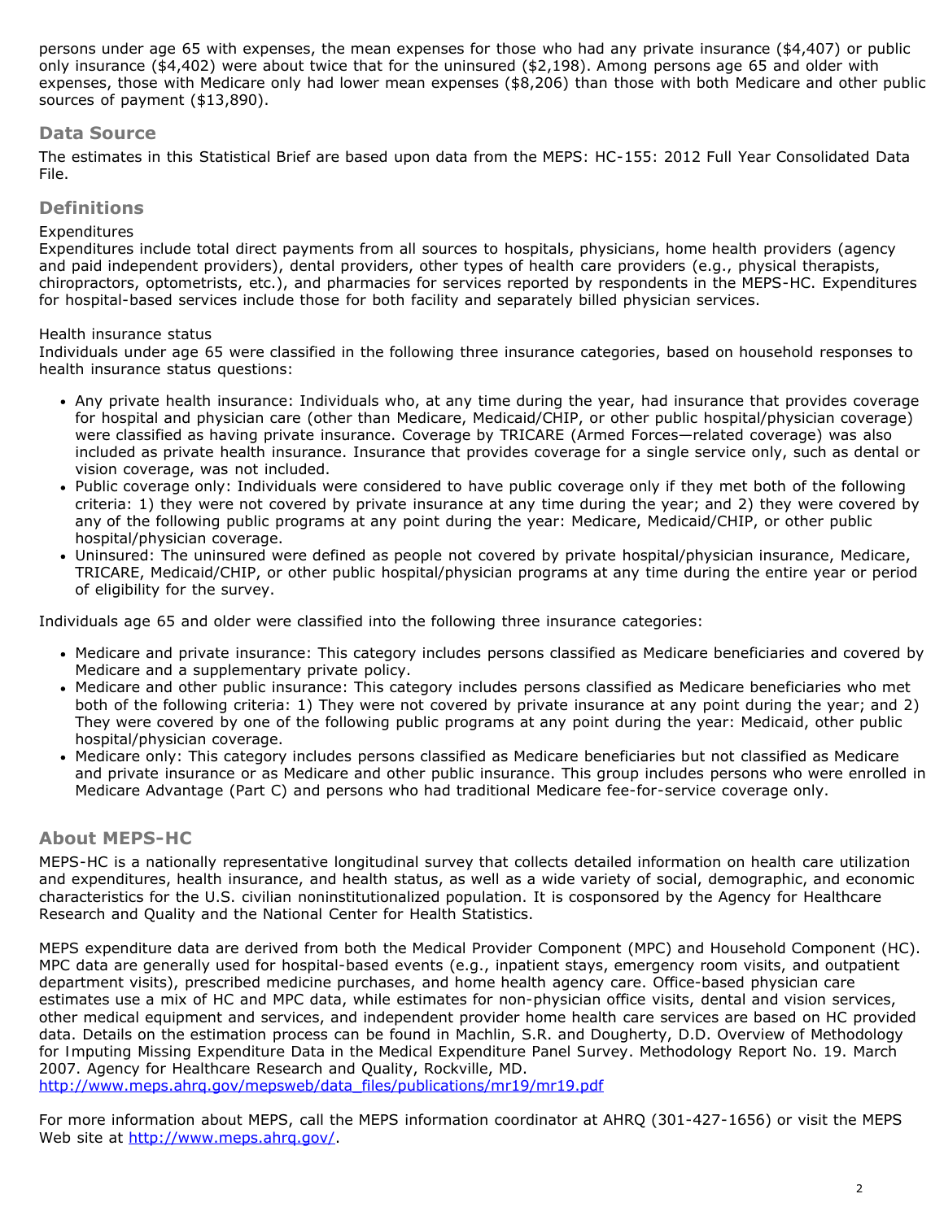persons under age 65 with expenses, the mean expenses for those who had any private insurance ($4,407) or public only insurance ($4,402) were about twice that for the uninsured ($2,198). Among persons age 65 and older with expenses, those with Medicare only had lower mean expenses ($8,206) than those with both Medicare and other public sources of payment ($13,890).

## Data Source

The estimates in this Statistical Brief are based upon data from the MEPS: HC-155: 2012 Full Year Consolidated Data File.

## Definitions

Expenditures
Expenditures include total direct payments from all sources to hospitals, physicians, home health providers (agency and paid independent providers), dental providers, other types of health care providers (e.g., physical therapists, chiropractors, optometrists, etc.), and pharmacies for services reported by respondents in the MEPS-HC. Expenditures for hospital-based services include those for both facility and separately billed physician services.

Health insurance status
Individuals under age 65 were classified in the following three insurance categories, based on household responses to health insurance status questions:

- Any private health insurance: Individuals who, at any time during the year, had insurance that provides coverage for hospital and physician care (other than Medicare, Medicaid/CHIP, or other public hospital/physician coverage) were classified as having private insurance. Coverage by TRICARE (Armed Forces—related coverage) was also included as private health insurance. Insurance that provides coverage for a single service only, such as dental or vision coverage, was not included.
- Public coverage only: Individuals were considered to have public coverage only if they met both of the following criteria: 1) they were not covered by private insurance at any time during the year; and 2) they were covered by any of the following public programs at any point during the year: Medicare, Medicaid/CHIP, or other public hospital/physician coverage.
- Uninsured: The uninsured were defined as people not covered by private hospital/physician insurance, Medicare, TRICARE, Medicaid/CHIP, or other public hospital/physician programs at any time during the entire year or period of eligibility for the survey.

Individuals age 65 and older were classified into the following three insurance categories:

- Medicare and private insurance: This category includes persons classified as Medicare beneficiaries and covered by Medicare and a supplementary private policy.
- Medicare and other public insurance: This category includes persons classified as Medicare beneficiaries who met both of the following criteria: 1) They were not covered by private insurance at any point during the year; and 2) They were covered by one of the following public programs at any point during the year: Medicaid, other public hospital/physician coverage.
- Medicare only: This category includes persons classified as Medicare beneficiaries but not classified as Medicare and private insurance or as Medicare and other public insurance. This group includes persons who were enrolled in Medicare Advantage (Part C) and persons who had traditional Medicare fee-for-service coverage only.

## About MEPS-HC

MEPS-HC is a nationally representative longitudinal survey that collects detailed information on health care utilization and expenditures, health insurance, and health status, as well as a wide variety of social, demographic, and economic characteristics for the U.S. civilian noninstitutionalized population. It is cosponsored by the Agency for Healthcare Research and Quality and the National Center for Health Statistics.

MEPS expenditure data are derived from both the Medical Provider Component (MPC) and Household Component (HC). MPC data are generally used for hospital-based events (e.g., inpatient stays, emergency room visits, and outpatient department visits), prescribed medicine purchases, and home health agency care. Office-based physician care estimates use a mix of HC and MPC data, while estimates for non-physician office visits, dental and vision services, other medical equipment and services, and independent provider home health care services are based on HC provided data. Details on the estimation process can be found in Machlin, S.R. and Dougherty, D.D. Overview of Methodology for Imputing Missing Expenditure Data in the Medical Expenditure Panel Survey. Methodology Report No. 19. March 2007. Agency for Healthcare Research and Quality, Rockville, MD.
http://www.meps.ahrq.gov/mepsweb/data_files/publications/mr19/mr19.pdf

For more information about MEPS, call the MEPS information coordinator at AHRQ (301-427-1656) or visit the MEPS Web site at http://www.meps.ahrq.gov/.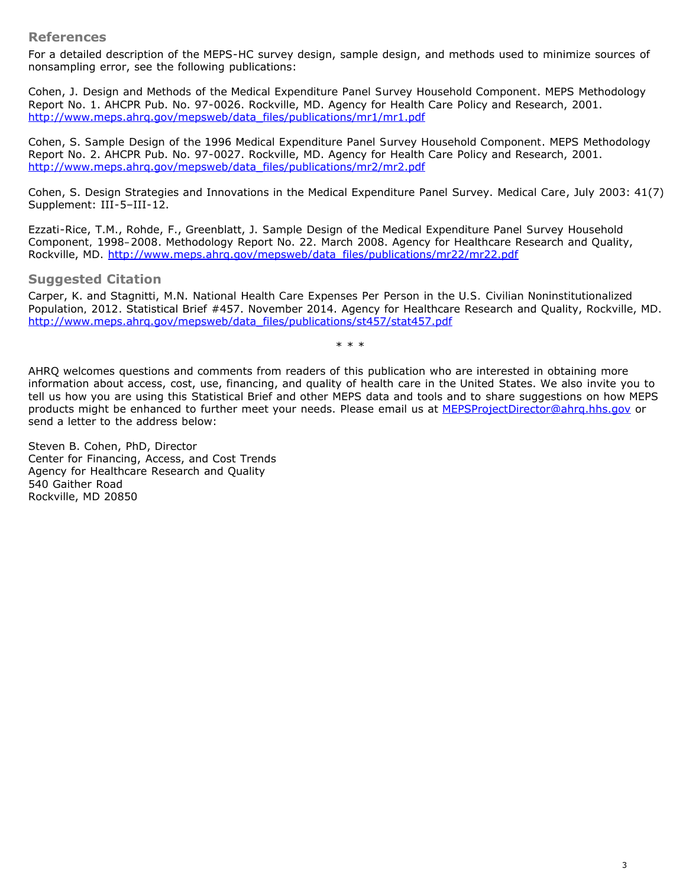## References

For a detailed description of the MEPS-HC survey design, sample design, and methods used to minimize sources of nonsampling error, see the following publications:

Cohen, J. Design and Methods of the Medical Expenditure Panel Survey Household Component. MEPS Methodology Report No. 1. AHCPR Pub. No. 97-0026. Rockville, MD. Agency for Health Care Policy and Research, 2001. http://www.meps.ahrq.gov/mepsweb/data_files/publications/mr1/mr1.pdf

Cohen, S. Sample Design of the 1996 Medical Expenditure Panel Survey Household Component. MEPS Methodology Report No. 2. AHCPR Pub. No. 97-0027. Rockville, MD. Agency for Health Care Policy and Research, 2001. http://www.meps.ahrq.gov/mepsweb/data_files/publications/mr2/mr2.pdf

Cohen, S. Design Strategies and Innovations in the Medical Expenditure Panel Survey. Medical Care, July 2003: 41(7) Supplement: III-5–III-12.

Ezzati-Rice, T.M., Rohde, F., Greenblatt, J. Sample Design of the Medical Expenditure Panel Survey Household Component, 1998–2008. Methodology Report No. 22. March 2008. Agency for Healthcare Research and Quality, Rockville, MD. http://www.meps.ahrq.gov/mepsweb/data_files/publications/mr22/mr22.pdf

## Suggested Citation

Carper, K. and Stagnitti, M.N. National Health Care Expenses Per Person in the U.S. Civilian Noninstitutionalized Population, 2012. Statistical Brief #457. November 2014. Agency for Healthcare Research and Quality, Rockville, MD. http://www.meps.ahrq.gov/mepsweb/data_files/publications/st457/stat457.pdf

\* \* \*

AHRQ welcomes questions and comments from readers of this publication who are interested in obtaining more information about access, cost, use, financing, and quality of health care in the United States. We also invite you to tell us how you are using this Statistical Brief and other MEPS data and tools and to share suggestions on how MEPS products might be enhanced to further meet your needs. Please email us at MEPSProjectDirector@ahrq.hhs.gov or send a letter to the address below:

Steven B. Cohen, PhD, Director
Center for Financing, Access, and Cost Trends
Agency for Healthcare Research and Quality
540 Gaither Road
Rockville, MD 20850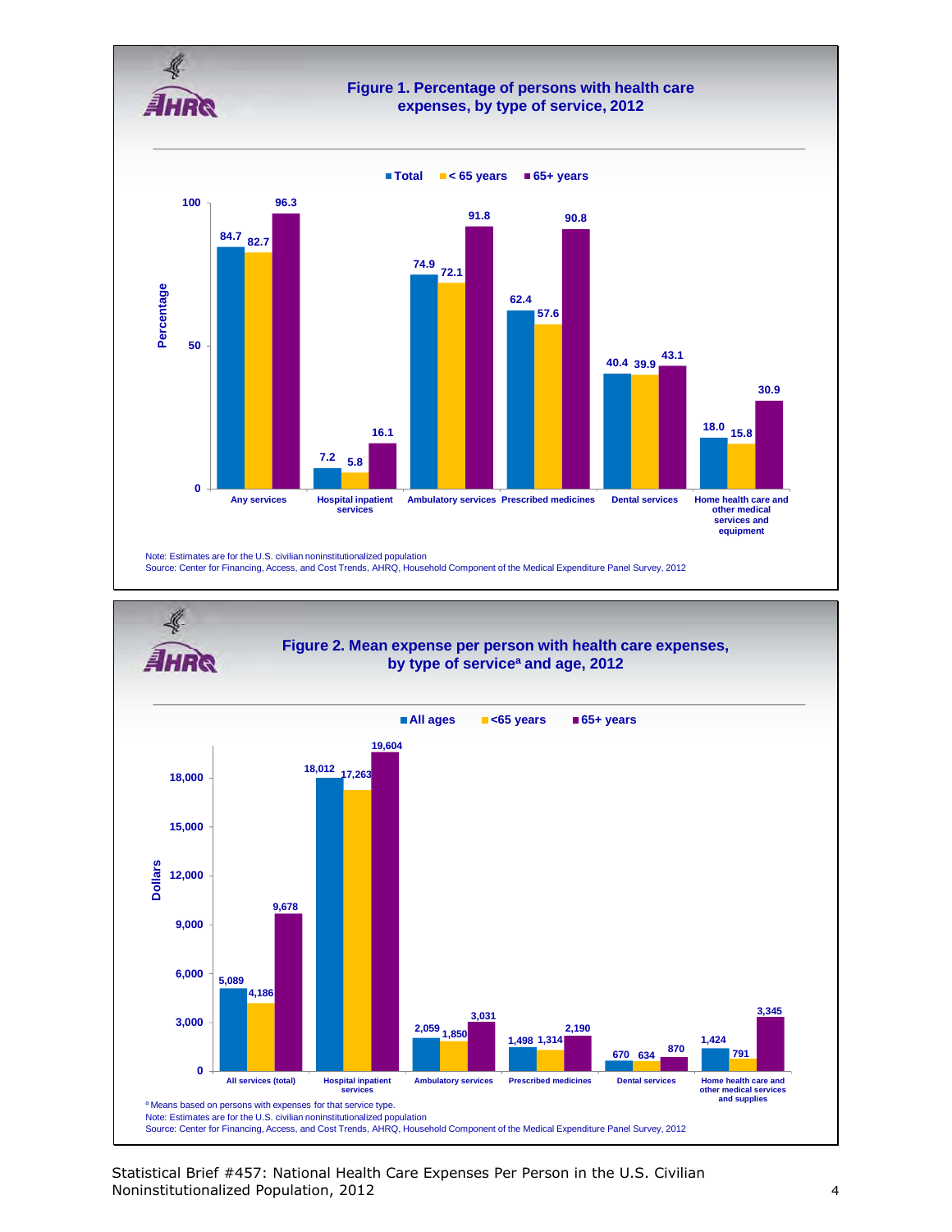## Figure 1. Percentage of persons with health care expenses, by type of service, 2012

| Type of service | Total | < 65 years | 65+ years |
|---|---|---|---|
| Any services | 84.7 | 82.7 | 96.3 |
| Hospital inpatient services | 7.2 | 5.8 | 16.1 |
| Ambulatory services | 74.9 | 72.1 | 91.8 |
| Prescribed medicines | 62.4 | 57.6 | 90.8 |
| Dental services | 40.4 | 39.9 | 43.1 |
| Home health care and other medical services and equipment | 18.0 | 15.8 | 30.9 |

Note: Estimates are for the U.S. civilian noninstitutionalized population
Source: Center for Financing, Access, and Cost Trends, AHRQ, Household Component of the Medical Expenditure Panel Survey, 2012

## Figure 2. Mean expense per person with health care expenses, by type of service[a] and age, 2012

| Type of service | All ages | <65 years | 65+ years |
|---|---|---|---|
| All services (total) | 5,089 | 4,186 | 9,678 |
| Hospital inpatient services | 18,012 | 17,263 | 19,604 |
| Ambulatory services | 2,059 | 1,850 | 3,031 |
| Prescribed medicines | 1,498 | 1,314 | 2,190 |
| Dental services | 670 | 634 | 870 |
| Home health care and other medical services and supplies | 1,424 | 791 | 3,345 |

[a] Means based on persons with expenses for that service type.
Note: Estimates are for the U.S. civilian noninstitutionalized population
Source: Center for Financing, Access, and Cost Trends, AHRQ, Household Component of the Medical Expenditure Panel Survey, 2012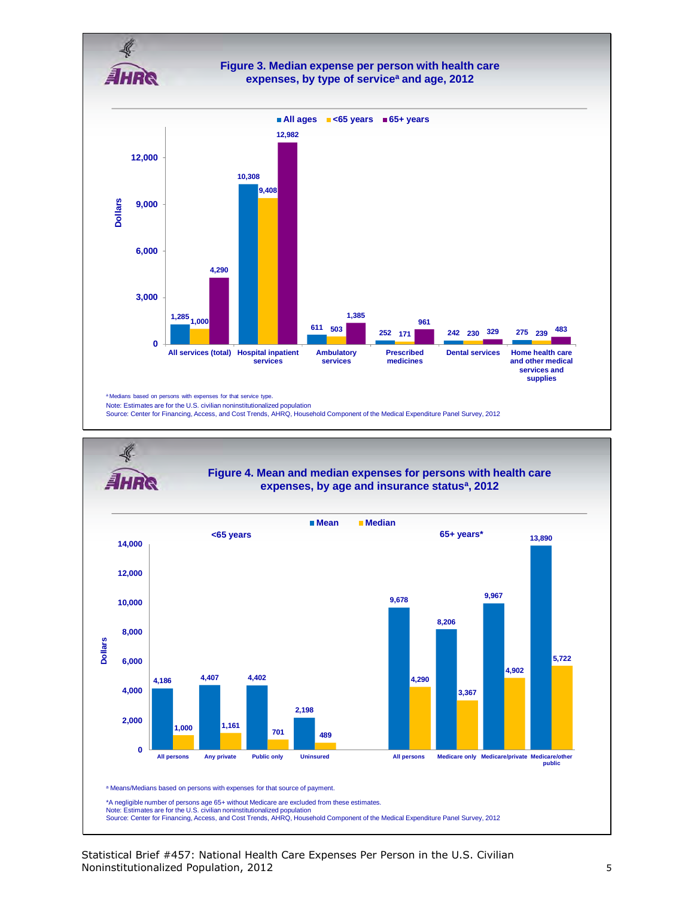## Figure 3. Median expense per person with health care expenses, by type of service[a] and age, 2012

All ages   <65 years   65+ years

Dollars

12,000
9,000
6,000
3,000
0

All services (total): 1,285 · 1,000 · 4,290
Hospital inpatient services: 10,308 · 9,408 · 12,982
Ambulatory services: 611 · 503 · 1,385
Prescribed medicines: 252 · 171 · 961
Dental services: 242 · 230 · 329
Home health care and other medical services and supplies: 275 · 239 · 483

[a] Medians based on persons with expenses for that service type.

Note: Estimates are for the U.S. civilian noninstitutionalized population

Source: Center for Financing, Access, and Cost Trends, AHRQ, Household Component of the Medical Expenditure Panel Survey, 2012

## Figure 4. Mean and median expenses for persons with health care expenses, by age and insurance status[a], 2012

Mean   Median

Dollars

14,000
12,000
10,000
8,000
6,000
4,000
2,000
0

<65 years

All persons: 4,186 · 1,000
Any private: 4,407 · 1,161
Public only: 4,402 · 701
Uninsured: 2,198 · 489

65+ years*

All persons: 9,678 · 4,290
Medicare only: 8,206 · 3,367
Medicare/private: 9,967 · 4,902
Medicare/other public: 13,890 · 5,722

[a] Means/Medians based on persons with expenses for that source of payment.

*A negligible number of persons age 65+ without Medicare are excluded from these estimates.

Note: Estimates are for the U.S. civilian noninstitutionalized population

Source: Center for Financing, Access, and Cost Trends, AHRQ, Household Component of the Medical Expenditure Panel Survey, 2012